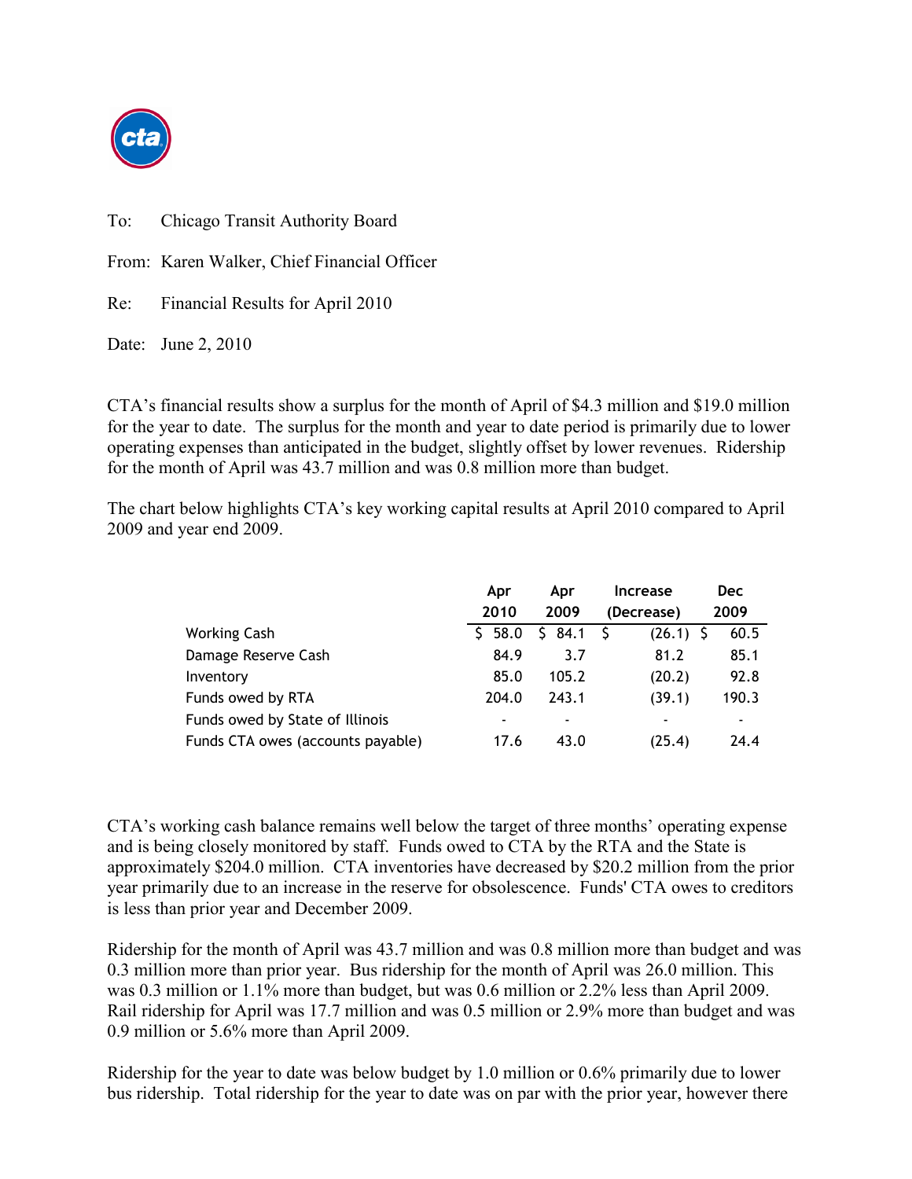To: Chicago Transit Authority Board

From: Karen Walker, Chief Financial Officer

Re: Financial Results for April 2010

Date: June 2, 2010

CTA's financial results show a surplus for the month of April of $4.3 million and $19.0 million for the year to date. The surplus for the month and year to date period is primarily due to lower operating expenses than anticipated in the budget, slightly offset by lower revenues. Ridership for the month of April was 43.7 million and was 0.8 million more than budget.

The chart below highlights CTA's key working capital results at April 2010 compared to April 2009 and year end 2009.

| | Apr 2010 | Apr 2009 | Increase (Decrease) | Dec 2009 |
|---|---|---|---|---|
| Working Cash | $ 58.0 | $ 84.1 | $ (26.1) | $ 60.5 |
| Damage Reserve Cash | 84.9 | 3.7 | 81.2 | 85.1 |
| Inventory | 85.0 | 105.2 | (20.2) | 92.8 |
| Funds owed by RTA | 204.0 | 243.1 | (39.1) | 190.3 |
| Funds owed by State of Illinois | - | - | - | - |
| Funds CTA owes (accounts payable) | 17.6 | 43.0 | (25.4) | 24.4 |

CTA's working cash balance remains well below the target of three months' operating expense and is being closely monitored by staff. Funds owed to CTA by the RTA and the State is approximately $204.0 million. CTA inventories have decreased by $20.2 million from the prior year primarily due to an increase in the reserve for obsolescence. Funds' CTA owes to creditors is less than prior year and December 2009.

Ridership for the month of April was 43.7 million and was 0.8 million more than budget and was 0.3 million more than prior year. Bus ridership for the month of April was 26.0 million. This was 0.3 million or 1.1% more than budget, but was 0.6 million or 2.2% less than April 2009. Rail ridership for April was 17.7 million and was 0.5 million or 2.9% more than budget and was 0.9 million or 5.6% more than April 2009.

Ridership for the year to date was below budget by 1.0 million or 0.6% primarily due to lower bus ridership. Total ridership for the year to date was on par with the prior year, however there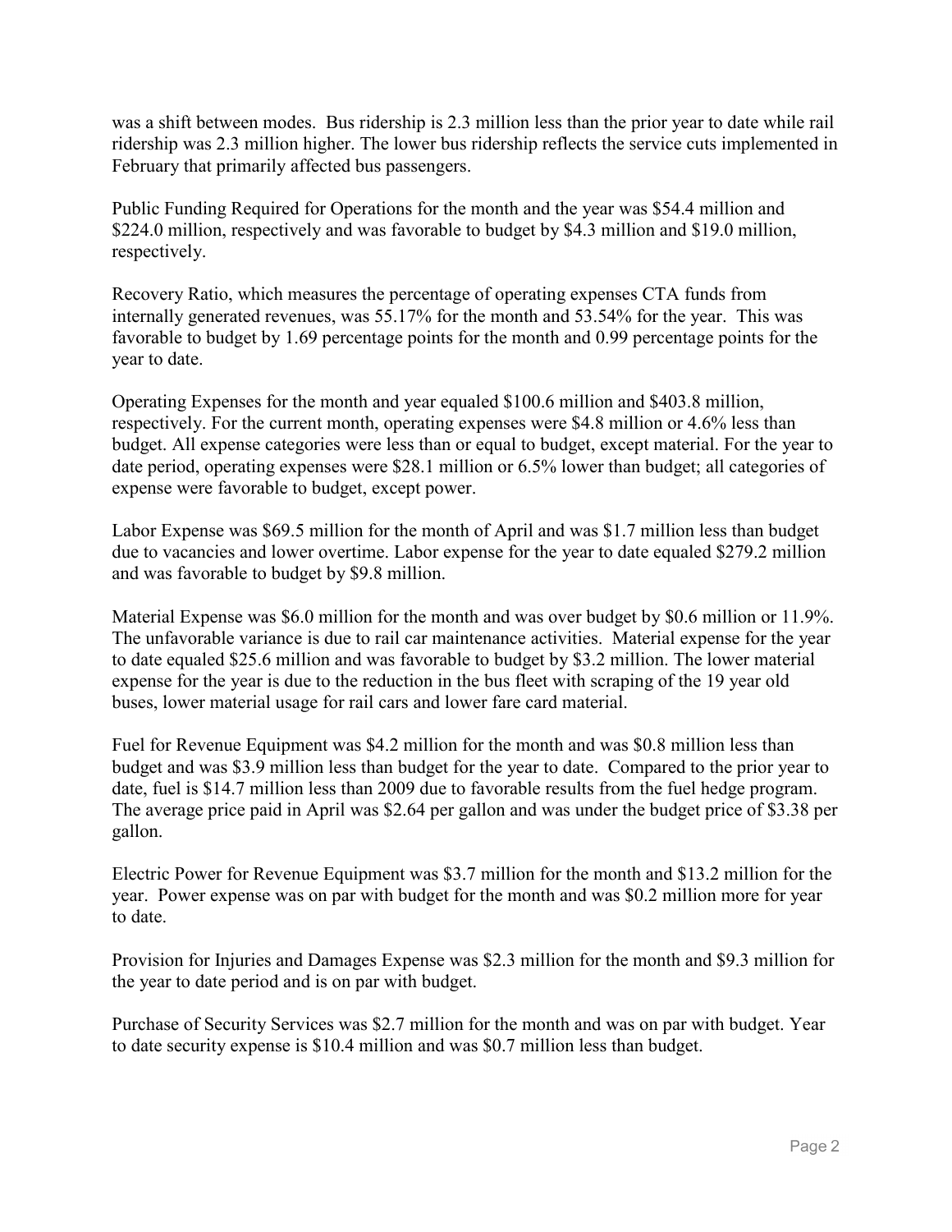was a shift between modes. Bus ridership is 2.3 million less than the prior year to date while rail ridership was 2.3 million higher. The lower bus ridership reflects the service cuts implemented in February that primarily affected bus passengers.

Public Funding Required for Operations for the month and the year was $54.4 million and $224.0 million, respectively and was favorable to budget by $4.3 million and $19.0 million, respectively.

Recovery Ratio, which measures the percentage of operating expenses CTA funds from internally generated revenues, was 55.17% for the month and 53.54% for the year. This was favorable to budget by 1.69 percentage points for the month and 0.99 percentage points for the year to date.

Operating Expenses for the month and year equaled $100.6 million and $403.8 million, respectively. For the current month, operating expenses were $4.8 million or 4.6% less than budget. All expense categories were less than or equal to budget, except material. For the year to date period, operating expenses were $28.1 million or 6.5% lower than budget; all categories of expense were favorable to budget, except power.

Labor Expense was $69.5 million for the month of April and was $1.7 million less than budget due to vacancies and lower overtime. Labor expense for the year to date equaled $279.2 million and was favorable to budget by $9.8 million.

Material Expense was $6.0 million for the month and was over budget by $0.6 million or 11.9%. The unfavorable variance is due to rail car maintenance activities. Material expense for the year to date equaled $25.6 million and was favorable to budget by $3.2 million. The lower material expense for the year is due to the reduction in the bus fleet with scraping of the 19 year old buses, lower material usage for rail cars and lower fare card material.

Fuel for Revenue Equipment was $4.2 million for the month and was $0.8 million less than budget and was $3.9 million less than budget for the year to date. Compared to the prior year to date, fuel is $14.7 million less than 2009 due to favorable results from the fuel hedge program. The average price paid in April was $2.64 per gallon and was under the budget price of $3.38 per gallon.

Electric Power for Revenue Equipment was $3.7 million for the month and $13.2 million for the year. Power expense was on par with budget for the month and was $0.2 million more for year to date.

Provision for Injuries and Damages Expense was $2.3 million for the month and $9.3 million for the year to date period and is on par with budget.

Purchase of Security Services was $2.7 million for the month and was on par with budget. Year to date security expense is $10.4 million and was $0.7 million less than budget.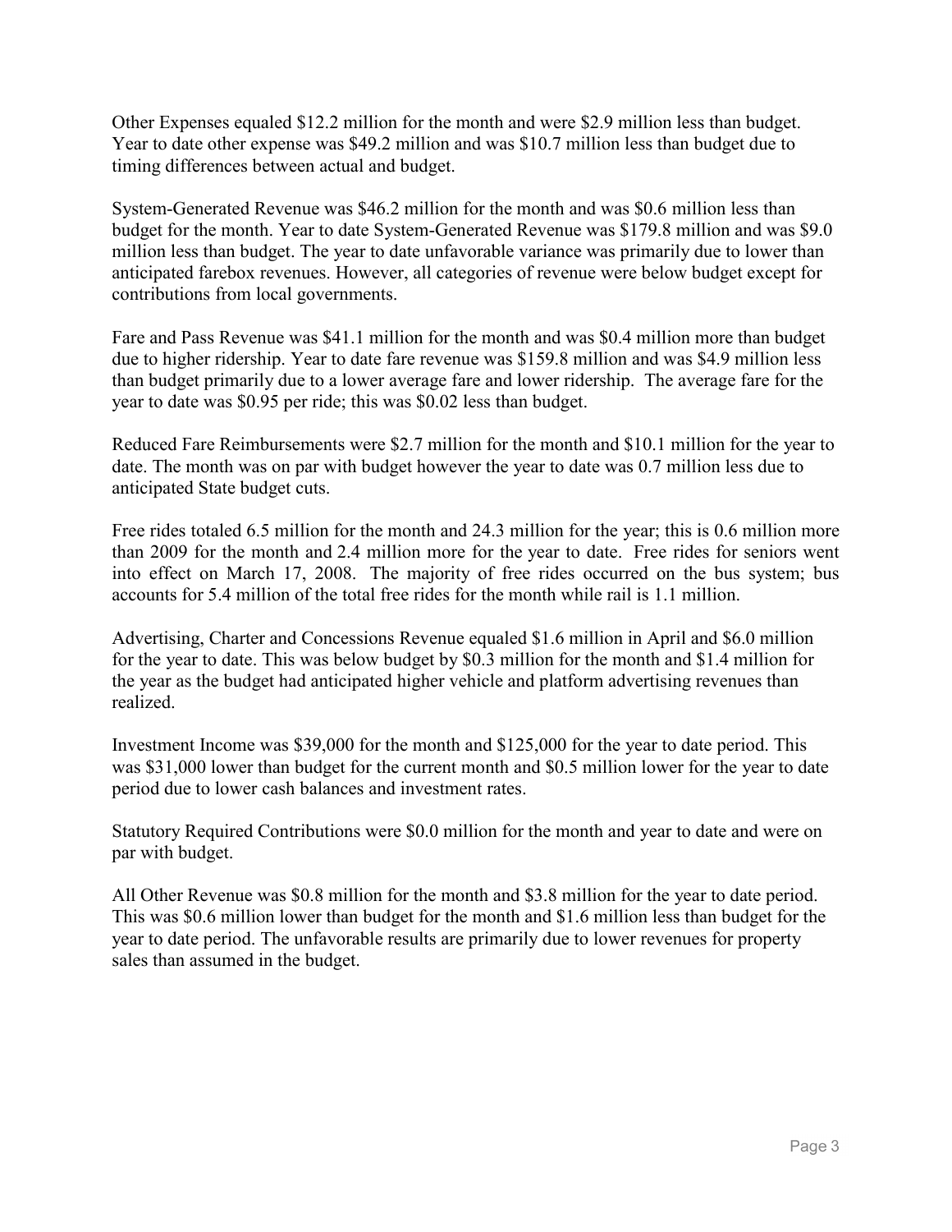Other Expenses equaled $12.2 million for the month and were $2.9 million less than budget. Year to date other expense was $49.2 million and was $10.7 million less than budget due to timing differences between actual and budget.

System-Generated Revenue was $46.2 million for the month and was $0.6 million less than budget for the month. Year to date System-Generated Revenue was $179.8 million and was $9.0 million less than budget. The year to date unfavorable variance was primarily due to lower than anticipated farebox revenues. However, all categories of revenue were below budget except for contributions from local governments.

Fare and Pass Revenue was $41.1 million for the month and was $0.4 million more than budget due to higher ridership. Year to date fare revenue was $159.8 million and was $4.9 million less than budget primarily due to a lower average fare and lower ridership. The average fare for the year to date was $0.95 per ride; this was $0.02 less than budget.

Reduced Fare Reimbursements were $2.7 million for the month and $10.1 million for the year to date. The month was on par with budget however the year to date was 0.7 million less due to anticipated State budget cuts.

Free rides totaled 6.5 million for the month and 24.3 million for the year; this is 0.6 million more than 2009 for the month and 2.4 million more for the year to date. Free rides for seniors went into effect on March 17, 2008. The majority of free rides occurred on the bus system; bus accounts for 5.4 million of the total free rides for the month while rail is 1.1 million.

Advertising, Charter and Concessions Revenue equaled $1.6 million in April and $6.0 million for the year to date. This was below budget by $0.3 million for the month and $1.4 million for the year as the budget had anticipated higher vehicle and platform advertising revenues than realized.

Investment Income was $39,000 for the month and $125,000 for the year to date period. This was $31,000 lower than budget for the current month and $0.5 million lower for the year to date period due to lower cash balances and investment rates.

Statutory Required Contributions were $0.0 million for the month and year to date and were on par with budget.

All Other Revenue was $0.8 million for the month and $3.8 million for the year to date period. This was $0.6 million lower than budget for the month and $1.6 million less than budget for the year to date period. The unfavorable results are primarily due to lower revenues for property sales than assumed in the budget.